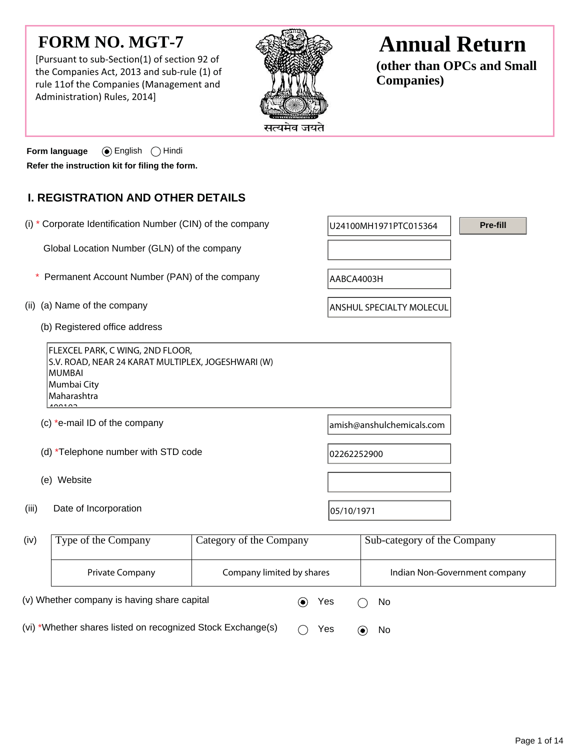# FORM NO. MGT-7

[Pursuant to sub-Section(1) of section 92 of the Companies Act, 2013 and sub-rule (1) of rule 11of the Companies (Management and Administration) Rules, 2014]

सत्यमेव जयते

# Annual Return

**(other than OPCs and Small Companies)**

**Form language** ◉ English ◯ Hindi

**Refer the instruction kit for filing the form.**

## I. REGISTRATION AND OTHER DETAILS

(i) * Corporate Identification Number (CIN) of the company: U24100MH1971PTC015364 [Pre-fill]

Global Location Number (GLN) of the company:

\* Permanent Account Number (PAN) of the company: AABCA4003H

(ii) (a) Name of the company: ANSHUL SPECIALTY MOLECUL

(b) Registered office address

FLEXCEL PARK, C WING, 2ND FLOOR,
S.V. ROAD, NEAR 24 KARAT MULTIPLEX, JOGESHWARI (W)
MUMBAI
Mumbai City
Maharashtra
400102

(c) *e-mail ID of the company: amish@anshulchemicals.com

(d) *Telephone number with STD code: 02262252900

(e) Website:

(iii) Date of Incorporation: 05/10/1971

(iv)

| Type of the Company | Category of the Company | Sub-category of the Company |
|---|---|---|
| Private Company | Company limited by shares | Indian Non-Government company |

(v) Whether company is having share capital ◉ Yes ◯ No

(vi) *Whether shares listed on recognized Stock Exchange(s) ◯ Yes ◉ No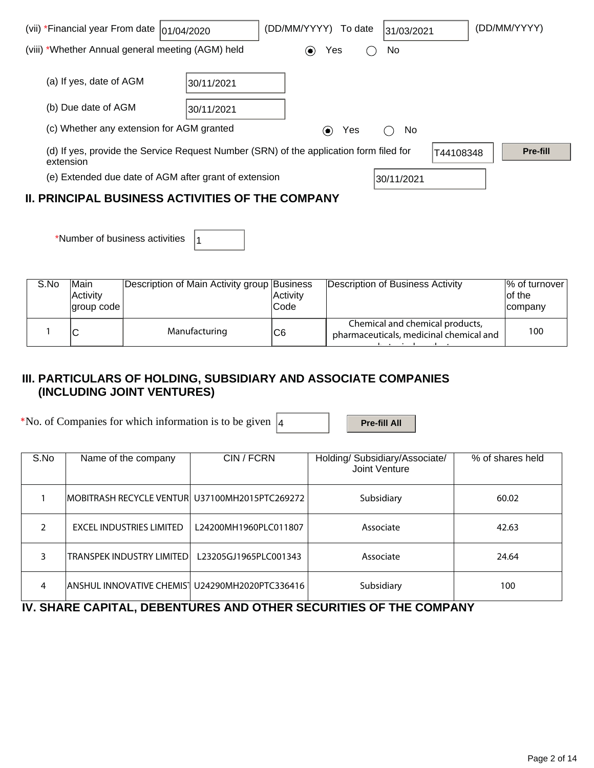(vii) *Financial year From date 01/04/2020 (DD/MM/YYYY) To date 31/03/2021 (DD/MM/YYYY)

(viii) *Whether Annual general meeting (AGM) held ◉ Yes ◯ No

(a) If yes, date of AGM 30/11/2021

(b) Due date of AGM 30/11/2021

(c) Whether any extension for AGM granted ◉ Yes ◯ No

(d) If yes, provide the Service Request Number (SRN) of the application form filed for extension T44108348 Pre-fill

(e) Extended due date of AGM after grant of extension 30/11/2021

## II. PRINCIPAL BUSINESS ACTIVITIES OF THE COMPANY

*Number of business activities 1

| S.No | Main Activity group code | Description of Main Activity group | Business Activity Code | Description of Business Activity | % of turnover of the company |
|---|---|---|---|---|---|
| 1 | C | Manufacturing | C6 | Chemical and chemical products, pharmaceuticals, medicinal chemical and | 100 |

## III. PARTICULARS OF HOLDING, SUBSIDIARY AND ASSOCIATE COMPANIES (INCLUDING JOINT VENTURES)

*No. of Companies for which information is to be given 4 Pre-fill All

| S.No | Name of the company | CIN / FCRN | Holding/ Subsidiary/Associate/ Joint Venture | % of shares held |
|---|---|---|---|---|
| 1 | MOBITRASH RECYCLE VENTUR | U37100MH2015PTC269272 | Subsidiary | 60.02 |
| 2 | EXCEL INDUSTRIES LIMITED | L24200MH1960PLC011807 | Associate | 42.63 |
| 3 | TRANSPEK INDUSTRY LIMITED | L23205GJ1965PLC001343 | Associate | 24.64 |
| 4 | ANSHUL INNOVATIVE CHEMIS | U24290MH2020PTC336416 | Subsidiary | 100 |

## IV. SHARE CAPITAL, DEBENTURES AND OTHER SECURITIES OF THE COMPANY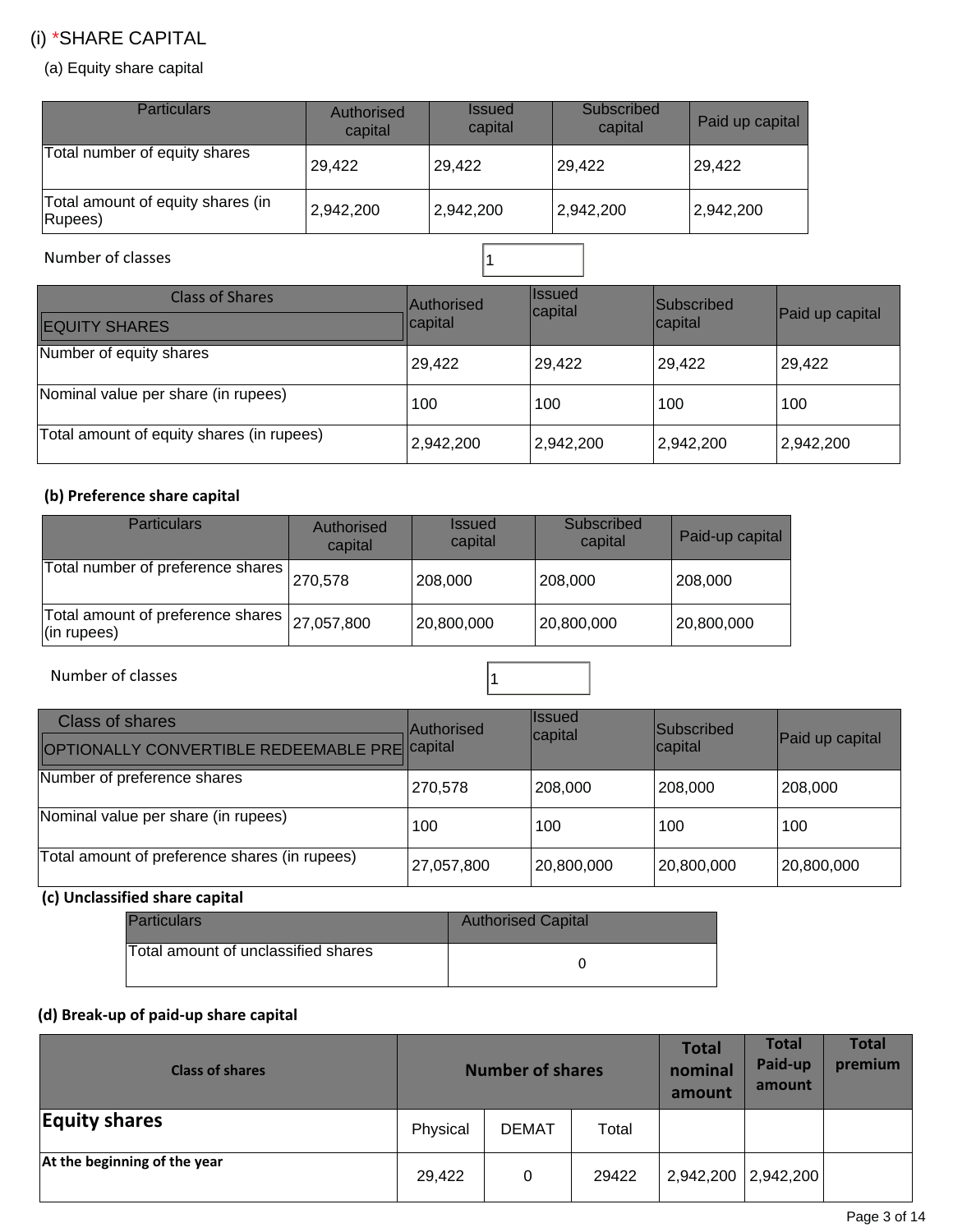## (i) *SHARE CAPITAL

### (a) Equity share capital

| Particulars | Authorised capital | Issued capital | Subscribed capital | Paid up capital |
|---|---|---|---|---|
| Total number of equity shares | 29,422 | 29,422 | 29,422 | 29,422 |
| Total amount of equity shares (in Rupees) | 2,942,200 | 2,942,200 | 2,942,200 | 2,942,200 |

Number of classes: 1

| Class of Shares<br>EQUITY SHARES | Authorised capital | Issued capital | Subscribed capital | Paid up capital |
|---|---|---|---|---|
| Number of equity shares | 29,422 | 29,422 | 29,422 | 29,422 |
| Nominal value per share (in rupees) | 100 | 100 | 100 | 100 |
| Total amount of equity shares (in rupees) | 2,942,200 | 2,942,200 | 2,942,200 | 2,942,200 |

### (b) Preference share capital

| Particulars | Authorised capital | Issued capital | Subscribed capital | Paid-up capital |
|---|---|---|---|---|
| Total number of preference shares | 270,578 | 208,000 | 208,000 | 208,000 |
| Total amount of preference shares (in rupees) | 27,057,800 | 20,800,000 | 20,800,000 | 20,800,000 |

Number of classes: 1

| Class of shares<br>OPTIONALLY CONVERTIBLE REDEEMABLE PRE | Authorised capital | Issued capital | Subscribed capital | Paid up capital |
|---|---|---|---|---|
| Number of preference shares | 270,578 | 208,000 | 208,000 | 208,000 |
| Nominal value per share (in rupees) | 100 | 100 | 100 | 100 |
| Total amount of preference shares (in rupees) | 27,057,800 | 20,800,000 | 20,800,000 | 20,800,000 |

### (c) Unclassified share capital

| Particulars | Authorised Capital |
|---|---|
| Total amount of unclassified shares | 0 |

### (d) Break-up of paid-up share capital

| Class of shares | Number of shares | | | Total nominal amount | Total Paid-up amount | Total premium |
|---|---|---|---|---|---|---|
| **Equity shares** | Physical | DEMAT | Total | | | |
| **At the beginning of the year** | 29,422 | 0 | 29422 | 2,942,200 | 2,942,200 | |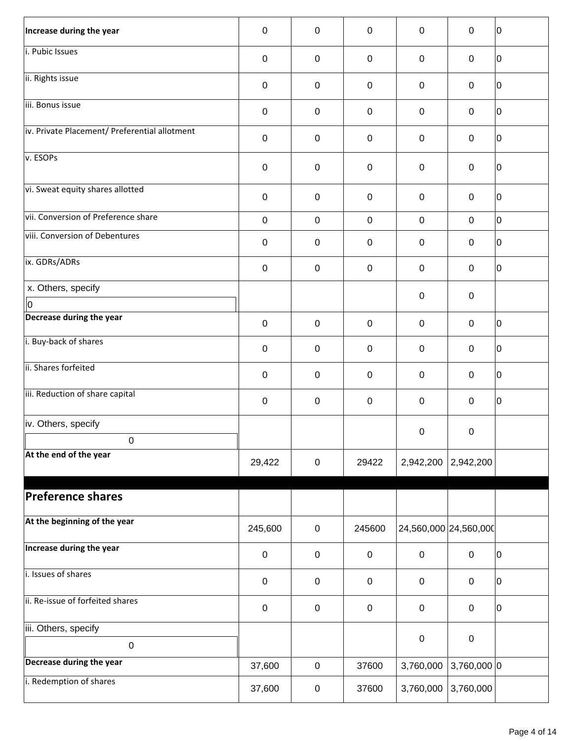| | | | | | | |
|---|---|---|---|---|---|---|
| **Increase during the year** | 0 | 0 | 0 | 0 | 0 | 0 |
| i. Pubic Issues | 0 | 0 | 0 | 0 | 0 | 0 |
| ii. Rights issue | 0 | 0 | 0 | 0 | 0 | 0 |
| iii. Bonus issue | 0 | 0 | 0 | 0 | 0 | 0 |
| iv. Private Placement/ Preferential allotment | 0 | 0 | 0 | 0 | 0 | 0 |
| v. ESOPs | 0 | 0 | 0 | 0 | 0 | 0 |
| vi. Sweat equity shares allotted | 0 | 0 | 0 | 0 | 0 | 0 |
| vii. Conversion of Preference share | 0 | 0 | 0 | 0 | 0 | 0 |
| viii. Conversion of Debentures | 0 | 0 | 0 | 0 | 0 | 0 |
| ix. GDRs/ADRs | 0 | 0 | 0 | 0 | 0 | 0 |
| x. Others, specify 0 | | | | 0 | 0 | |
| **Decrease during the year** | 0 | 0 | 0 | 0 | 0 | 0 |
| i. Buy-back of shares | 0 | 0 | 0 | 0 | 0 | 0 |
| ii. Shares forfeited | 0 | 0 | 0 | 0 | 0 | 0 |
| iii. Reduction of share capital | 0 | 0 | 0 | 0 | 0 | 0 |
| iv. Others, specify 0 | | | | 0 | 0 | |
| **At the end of the year** | 29,422 | 0 | 29422 | 2,942,200 | 2,942,200 | |
| **Preference shares** | | | | | | |
| **At the beginning of the year** | 245,600 | 0 | 245600 | 24,560,000 | 24,560,000 | |
| **Increase during the year** | 0 | 0 | 0 | 0 | 0 | 0 |
| i. Issues of shares | 0 | 0 | 0 | 0 | 0 | 0 |
| ii. Re-issue of forfeited shares | 0 | 0 | 0 | 0 | 0 | 0 |
| iii. Others, specify 0 | | | | 0 | 0 | |
| **Decrease during the year** | 37,600 | 0 | 37600 | 3,760,000 | 3,760,000 | 0 |
| i. Redemption of shares | 37,600 | 0 | 37600 | 3,760,000 | 3,760,000 | |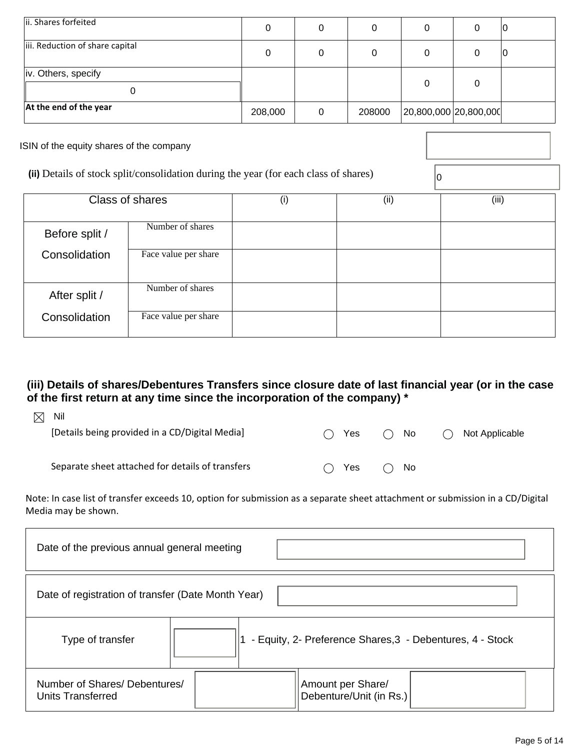| | | | | | | |
|---|---|---|---|---|---|---|
| ii. Shares forfeited | 0 | 0 | 0 | 0 | 0 | 0 |
| iii. Reduction of share capital | 0 | 0 | 0 | 0 | 0 | 0 |
| iv. Others, specify<br>0 | | | | 0 | 0 | |
| **At the end of the year** | 208,000 | 0 | 208000 | 20,800,000 | 20,800,000 | |

ISIN of the equity shares of the company

**(ii)** Details of stock split/consolidation during the year (for each class of shares) 0

| Class of shares | | (i) | (ii) | (iii) |
|---|---|---|---|---|
| Before split / Consolidation | Number of shares | | | |
| | Face value per share | | | |
| After split / Consolidation | Number of shares | | | |
| | Face value per share | | | |

### (iii) Details of shares/Debentures Transfers since closure date of last financial year (or in the case of the first return at any time since the incorporation of the company) *

☒ Nil

[Details being provided in a CD/Digital Media] ◯ Yes ◯ No ◯ Not Applicable

Separate sheet attached for details of transfers ◯ Yes ◯ No

Note: In case list of transfer exceeds 10, option for submission as a separate sheet attachment or submission in a CD/Digital Media may be shown.

| | | | |
|---|---|---|---|
| Date of the previous annual general meeting | | | |
| Date of registration of transfer (Date Month Year) | | | |
| Type of transfer | | 1 - Equity, 2- Preference Shares,3 - Debentures, 4 - Stock | |
| Number of Shares/ Debentures/ Units Transferred | | Amount per Share/ Debenture/Unit (in Rs.) | |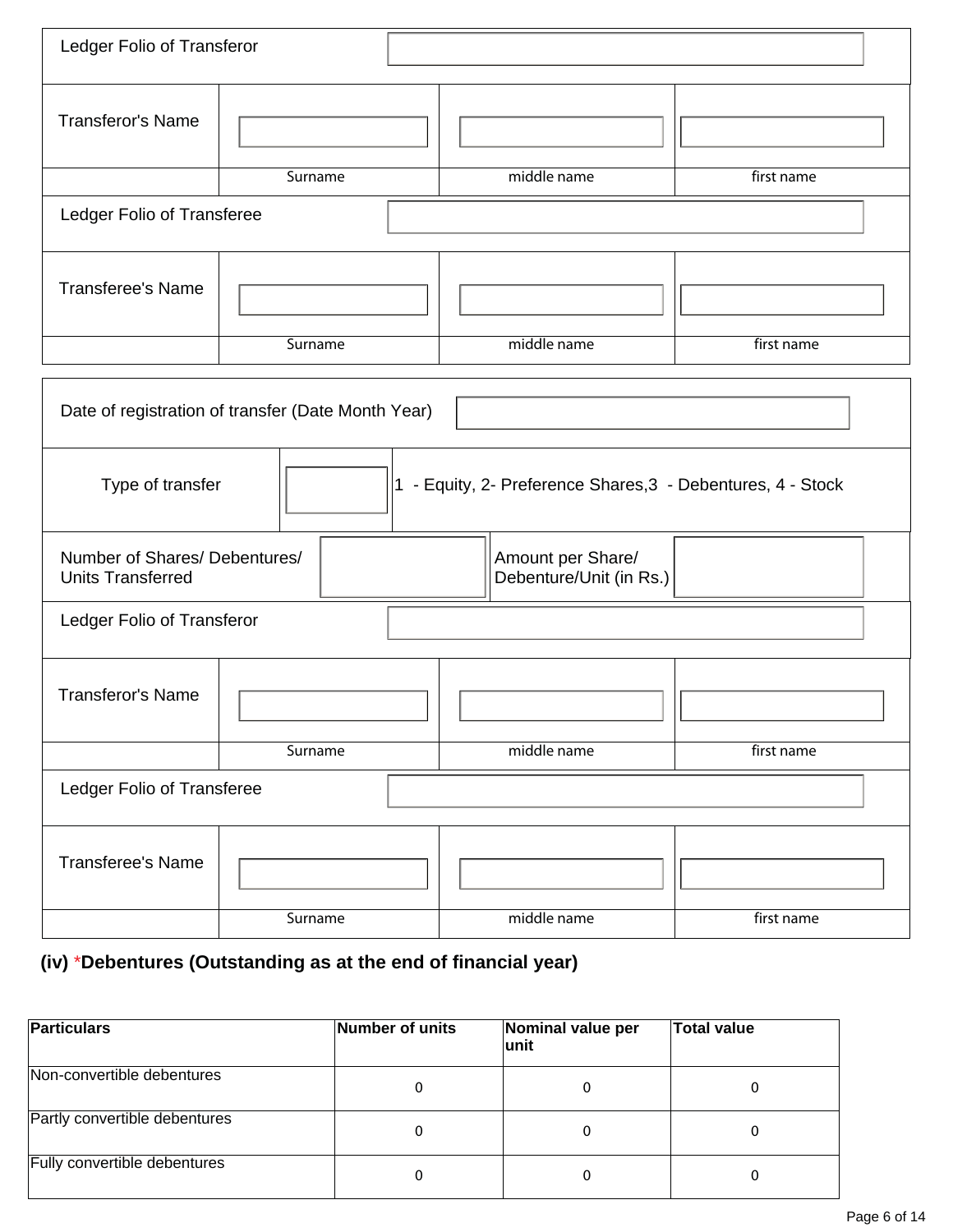| Ledger Folio of Transferor | | | |
|---|---|---|---|
| Transferor's Name | | | |
| | Surname | middle name | first name |
| Ledger Folio of Transferee | | | |
| Transferee's Name | | | |
| | Surname | middle name | first name |

| Date of registration of transfer (Date Month Year) | | | |
|---|---|---|---|
| Type of transfer | | 1 - Equity, 2- Preference Shares,3 - Debentures, 4 - Stock | |
| Number of Shares/ Debentures/ Units Transferred | | Amount per Share/ Debenture/Unit (in Rs.) | |

| Ledger Folio of Transferor | | | |
|---|---|---|---|
| Transferor's Name | | | |
| | Surname | middle name | first name |
| Ledger Folio of Transferee | | | |
| Transferee's Name | | | |
| | Surname | middle name | first name |

**(iv) *Debentures (Outstanding as at the end of financial year)**

| Particulars | Number of units | Nominal value per unit | Total value |
|---|---|---|---|
| Non-convertible debentures | 0 | 0 | 0 |
| Partly convertible debentures | 0 | 0 | 0 |
| Fully convertible debentures | 0 | 0 | 0 |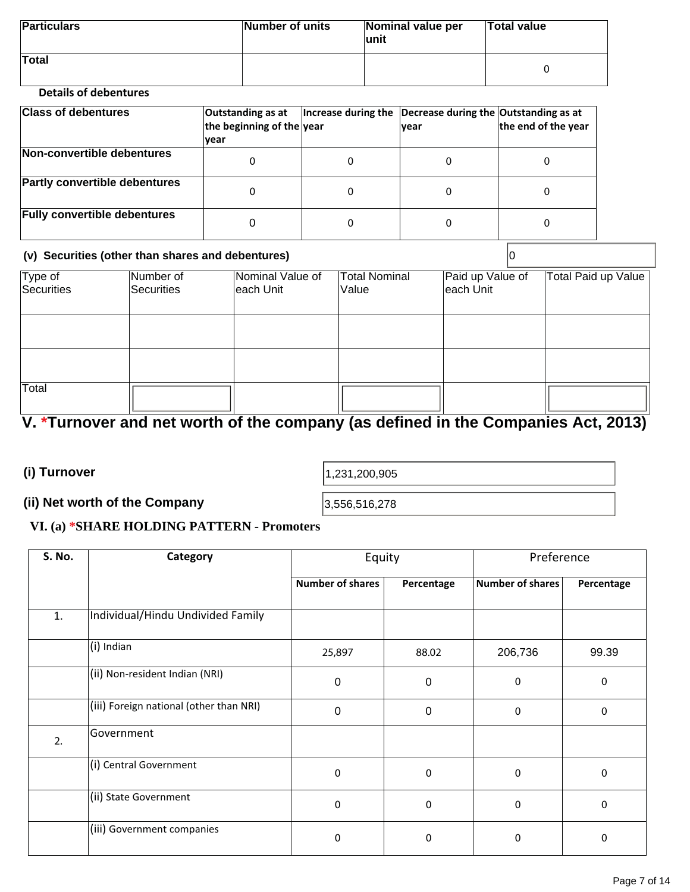| Particulars | Number of units | Nominal value per unit | Total value |
|---|---|---|---|
| Total | | | 0 |

**Details of debentures**

| Class of debentures | Outstanding as at the beginning of the year | Increase during the year | Decrease during the year | Outstanding as at the end of the year |
|---|---|---|---|---|
| Non-convertible debentures | 0 | 0 | 0 | 0 |
| Partly convertible debentures | 0 | 0 | 0 | 0 |
| Fully convertible debentures | 0 | 0 | 0 | 0 |

**(v) Securities (other than shares and debentures)** 0

| Type of Securities | Number of Securities | Nominal Value of each Unit | Total Nominal Value | Paid up Value of each Unit | Total Paid up Value |
|---|---|---|---|---|---|
| | | | | | |
| | | | | | |
| Total | | | | | |

## V. *Turnover and net worth of the company (as defined in the Companies Act, 2013)

**(i) Turnover** 1,231,200,905

**(ii) Net worth of the Company** 3,556,516,278

### VI. (a) *SHARE HOLDING PATTERN - Promoters

| S. No. | Category | Equity | | Preference | |
|---|---|---|---|---|---|
| | | Number of shares | Percentage | Number of shares | Percentage |
| 1. | Individual/Hindu Undivided Family | | | | |
| | (i) Indian | 25,897 | 88.02 | 206,736 | 99.39 |
| | (ii) Non-resident Indian (NRI) | 0 | 0 | 0 | 0 |
| | (iii) Foreign national (other than NRI) | 0 | 0 | 0 | 0 |
| 2. | Government | | | | |
| | (i) Central Government | 0 | 0 | 0 | 0 |
| | (ii) State Government | 0 | 0 | 0 | 0 |
| | (iii) Government companies | 0 | 0 | 0 | 0 |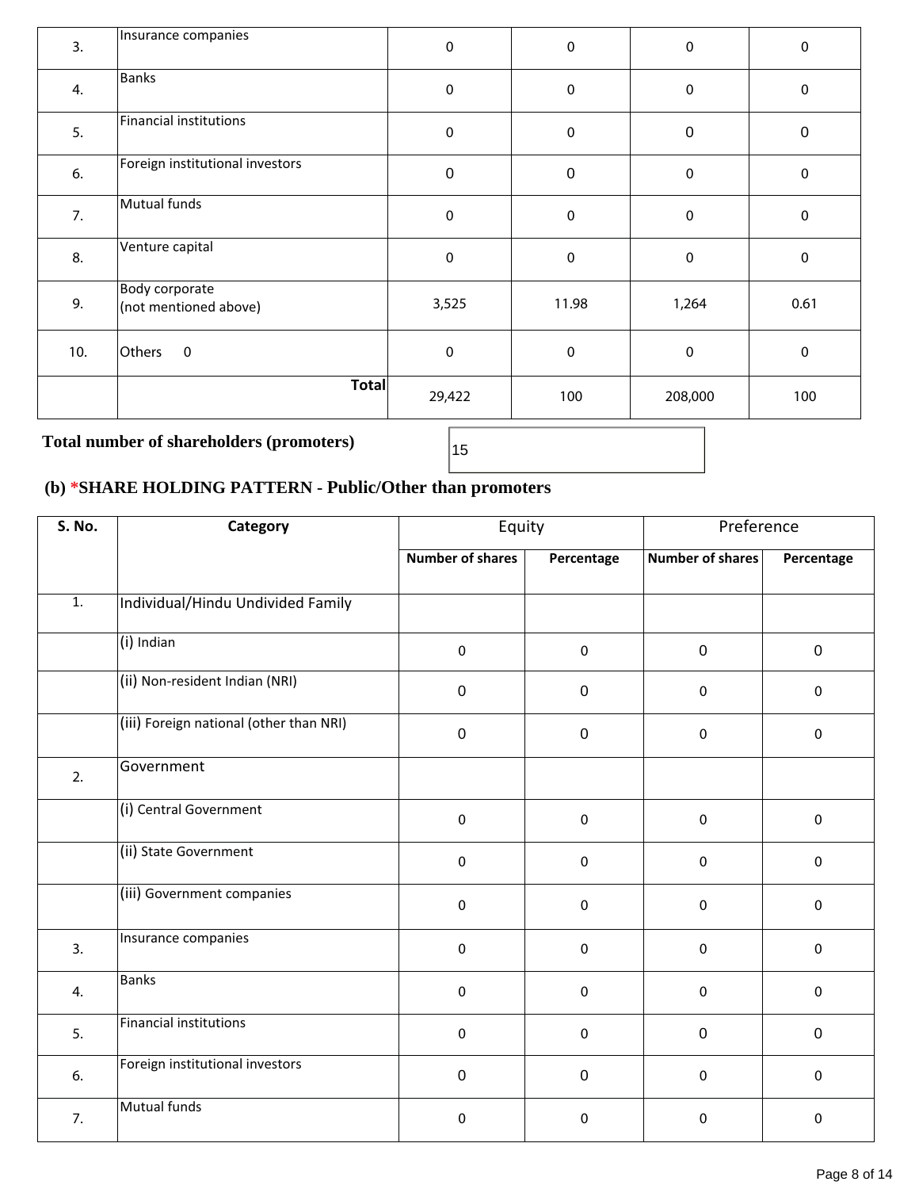| | | | | | |
|---|---|---|---|---|---|
| 3. | Insurance companies | 0 | 0 | 0 | 0 |
| 4. | Banks | 0 | 0 | 0 | 0 |
| 5. | Financial institutions | 0 | 0 | 0 | 0 |
| 6. | Foreign institutional investors | 0 | 0 | 0 | 0 |
| 7. | Mutual funds | 0 | 0 | 0 | 0 |
| 8. | Venture capital | 0 | 0 | 0 | 0 |
| 9. | Body corporate (not mentioned above) | 3,525 | 11.98 | 1,264 | 0.61 |
| 10. | Others 0 | 0 | 0 | 0 | 0 |
| | **Total** | 29,422 | 100 | 208,000 | 100 |

**Total number of shareholders (promoters)** 15

### (b) *SHARE HOLDING PATTERN - Public/Other than promoters

| S. No. | Category | Equity | | Preference | |
|---|---|---|---|---|---|
| | | Number of shares | Percentage | Number of shares | Percentage |
| 1. | Individual/Hindu Undivided Family | | | | |
| | (i) Indian | 0 | 0 | 0 | 0 |
| | (ii) Non-resident Indian (NRI) | 0 | 0 | 0 | 0 |
| | (iii) Foreign national (other than NRI) | 0 | 0 | 0 | 0 |
| 2. | Government | | | | |
| | (i) Central Government | 0 | 0 | 0 | 0 |
| | (ii) State Government | 0 | 0 | 0 | 0 |
| | (iii) Government companies | 0 | 0 | 0 | 0 |
| 3. | Insurance companies | 0 | 0 | 0 | 0 |
| 4. | Banks | 0 | 0 | 0 | 0 |
| 5. | Financial institutions | 0 | 0 | 0 | 0 |
| 6. | Foreign institutional investors | 0 | 0 | 0 | 0 |
| 7. | Mutual funds | 0 | 0 | 0 | 0 |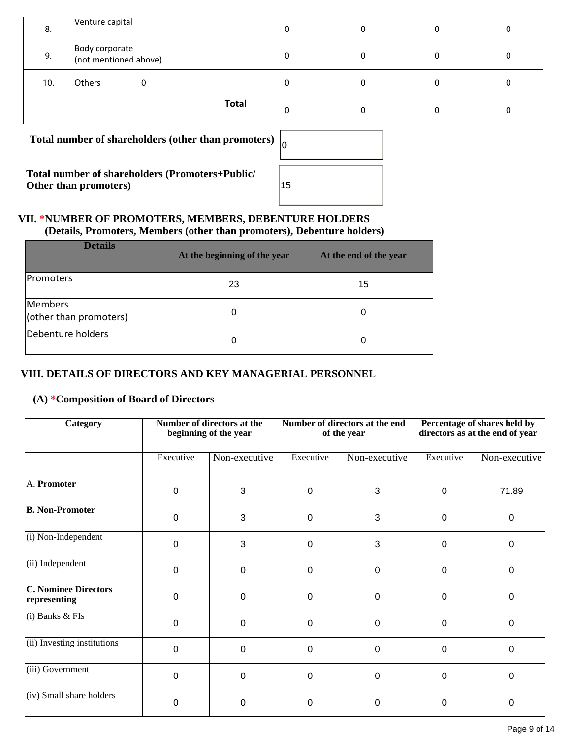| 8. | Venture capital | 0 | 0 | 0 | 0 |
|---|---|---|---|---|---|
| 9. | Body corporate (not mentioned above) | 0 | 0 | 0 | 0 |
| 10. | Others 0 | 0 | 0 | 0 | 0 |
| | **Total** | 0 | 0 | 0 | 0 |

**Total number of shareholders (other than promoters)** 0

**Total number of shareholders (Promoters+Public/ Other than promoters)** 15

### VII. *NUMBER OF PROMOTERS, MEMBERS, DEBENTURE HOLDERS (Details, Promoters, Members (other than promoters), Debenture holders)

| Details | At the beginning of the year | At the end of the year |
|---|---|---|
| Promoters | 23 | 15 |
| Members (other than promoters) | 0 | 0 |
| Debenture holders | 0 | 0 |

### VIII. DETAILS OF DIRECTORS AND KEY MANAGERIAL PERSONNEL

#### (A) *Composition of Board of Directors

| Category | Number of directors at the beginning of the year | | Number of directors at the end of the year | | Percentage of shares held by directors as at the end of year | |
|---|---|---|---|---|---|---|
| | Executive | Non-executive | Executive | Non-executive | Executive | Non-executive |
| A. **Promoter** | 0 | 3 | 0 | 3 | 0 | 71.89 |
| **B. Non-Promoter** | 0 | 3 | 0 | 3 | 0 | 0 |
| (i) Non-Independent | 0 | 3 | 0 | 3 | 0 | 0 |
| (ii) Independent | 0 | 0 | 0 | 0 | 0 | 0 |
| **C. Nominee Directors representing** | 0 | 0 | 0 | 0 | 0 | 0 |
| (i) Banks & FIs | 0 | 0 | 0 | 0 | 0 | 0 |
| (ii) Investing institutions | 0 | 0 | 0 | 0 | 0 | 0 |
| (iii) Government | 0 | 0 | 0 | 0 | 0 | 0 |
| (iv) Small share holders | 0 | 0 | 0 | 0 | 0 | 0 |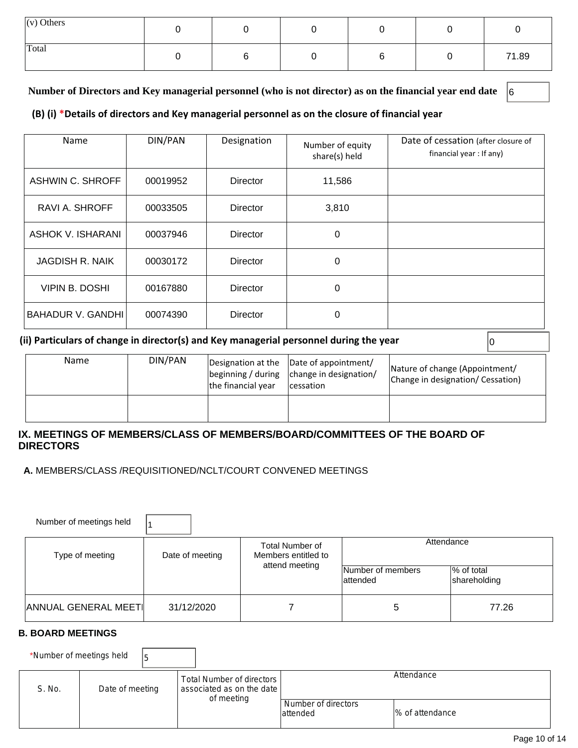| (v) Others | 0 | 0 | 0 | 0 | 0 | 0 |
|---|---|---|---|---|---|---|
| Total | 0 | 6 | 0 | 6 | 0 | 71.89 |

**Number of Directors and Key managerial personnel (who is not director) as on the financial year end date** 6

**(B) (i) *Details of directors and Key managerial personnel as on the closure of financial year**

| Name | DIN/PAN | Designation | Number of equity share(s) held | Date of cessation (after closure of financial year : If any) |
|---|---|---|---|---|
| ASHWIN C. SHROFF | 00019952 | Director | 11,586 | |
| RAVI A. SHROFF | 00033505 | Director | 3,810 | |
| ASHOK V. ISHARANI | 00037946 | Director | 0 | |
| JAGDISH R. NAIK | 00030172 | Director | 0 | |
| VIPIN B. DOSHI | 00167880 | Director | 0 | |
| BAHADUR V. GANDHI | 00074390 | Director | 0 | |

**(ii) Particulars of change in director(s) and Key managerial personnel during the year** 0

| Name | DIN/PAN | Designation at the beginning / during the financial year | Date of appointment/ change in designation/ cessation | Nature of change (Appointment/ Change in designation/ Cessation) |
|---|---|---|---|---|
| | | | | |

## IX. MEETINGS OF MEMBERS/CLASS OF MEMBERS/BOARD/COMMITTEES OF THE BOARD OF DIRECTORS

**A.** MEMBERS/CLASS /REQUISITIONED/NCLT/COURT CONVENED MEETINGS

Number of meetings held 1

| Type of meeting | Date of meeting | Total Number of Members entitled to attend meeting | Attendance | |
|---|---|---|---|---|
| | | | Number of members attended | % of total shareholding |
| ANNUAL GENERAL MEETI | 31/12/2020 | 7 | 5 | 77.26 |

**B. BOARD MEETINGS**

*Number of meetings held 5

| S. No. | Date of meeting | Total Number of directors associated as on the date of meeting | Attendance | |
|---|---|---|---|---|
| | | | Number of directors attended | % of attendance |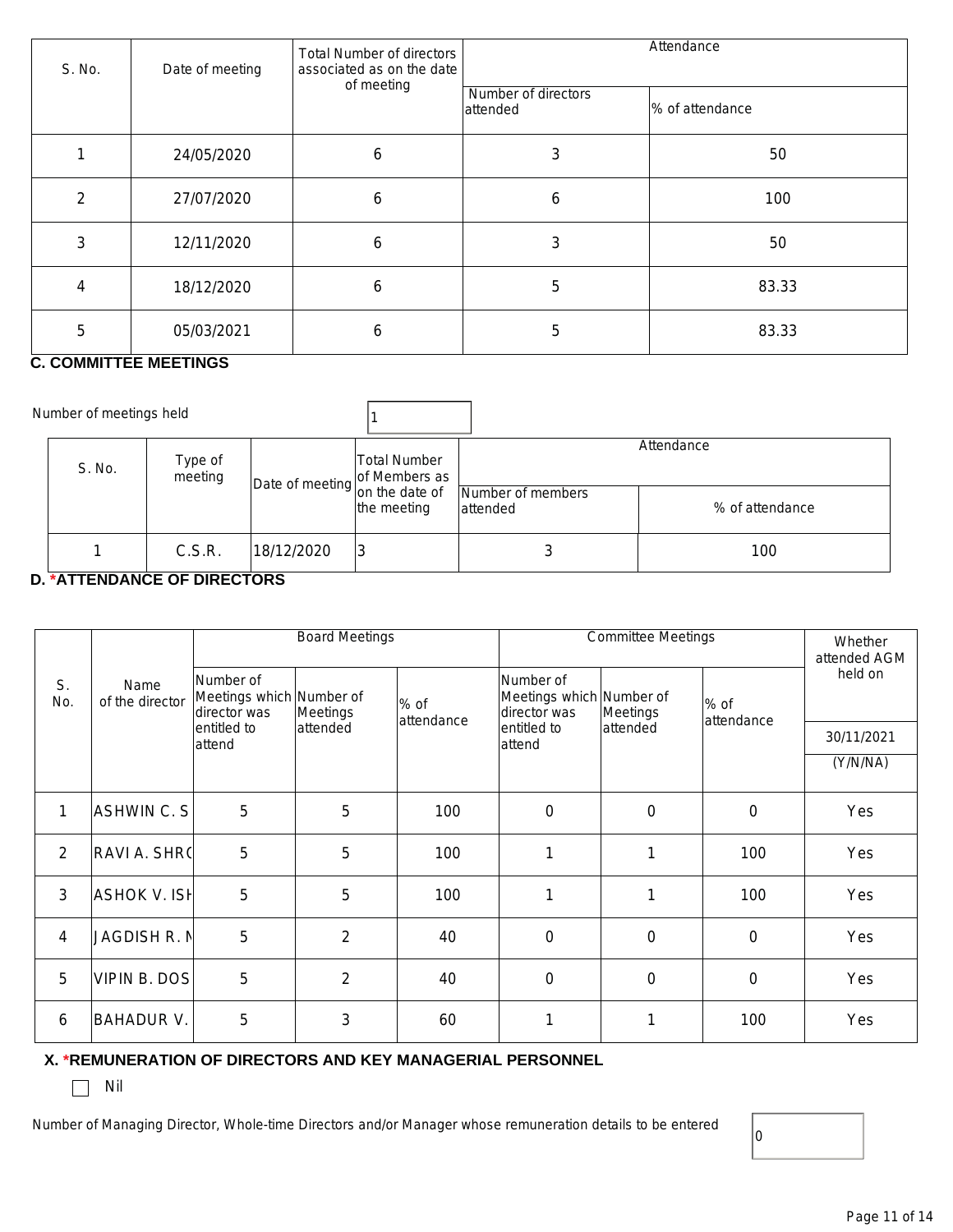| S. No. | Date of meeting | Total Number of directors associated as on the date of meeting | Attendance | |
|---|---|---|---|---|
| | | | Number of directors attended | % of attendance |
| 1 | 24/05/2020 | 6 | 3 | 50 |
| 2 | 27/07/2020 | 6 | 6 | 100 |
| 3 | 12/11/2020 | 6 | 3 | 50 |
| 4 | 18/12/2020 | 6 | 5 | 83.33 |
| 5 | 05/03/2021 | 6 | 5 | 83.33 |

**C. COMMITTEE MEETINGS**

Number of meetings held: 1

| S. No. | Type of meeting | Date of meeting | Total Number of Members as on the date of the meeting | Attendance | |
|---|---|---|---|---|---|
| | | | | Number of members attended | % of attendance |
| 1 | C.S.R. | 18/12/2020 | 3 | 3 | 100 |

**D. *ATTENDANCE OF DIRECTORS**

| S. No. | Name of the director | Board Meetings | | | Committee Meetings | | | Whether attended AGM held on 30/11/2021 |
|---|---|---|---|---|---|---|---|---|
| | | Number of Meetings which director was entitled to attend | Number of Meetings attended | % of attendance | Number of Meetings which director was entitled to attend | Number of Meetings attended | % of attendance | (Y/N/NA) |
| 1 | ASHWIN C. S | 5 | 5 | 100 | 0 | 0 | 0 | Yes |
| 2 | RAVI A. SHR( | 5 | 5 | 100 | 1 | 1 | 100 | Yes |
| 3 | ASHOK V. ISH | 5 | 5 | 100 | 1 | 1 | 100 | Yes |
| 4 | JAGDISH R. N | 5 | 2 | 40 | 0 | 0 | 0 | Yes |
| 5 | VIPIN B. DOS | 5 | 2 | 40 | 0 | 0 | 0 | Yes |
| 6 | BAHADUR V. | 5 | 3 | 60 | 1 | 1 | 100 | Yes |

**X. *REMUNERATION OF DIRECTORS AND KEY MANAGERIAL PERSONNEL**

☐ Nil

Number of Managing Director, Whole-time Directors and/or Manager whose remuneration details to be entered: 0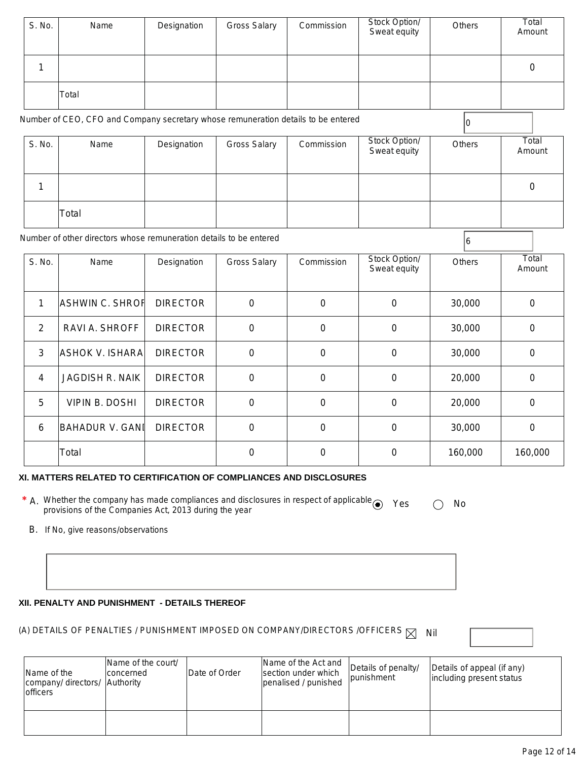| S. No. | Name | Designation | Gross Salary | Commission | Stock Option/ Sweat equity | Others | Total Amount |
|---|---|---|---|---|---|---|---|
| 1 | | | | | | | 0 |
| | Total | | | | | | |

Number of CEO, CFO and Company secretary whose remuneration details to be entered: 0

| S. No. | Name | Designation | Gross Salary | Commission | Stock Option/ Sweat equity | Others | Total Amount |
|---|---|---|---|---|---|---|---|
| 1 | | | | | | | 0 |
| | Total | | | | | | |

Number of other directors whose remuneration details to be entered: 6

| S. No. | Name | Designation | Gross Salary | Commission | Stock Option/ Sweat equity | Others | Total Amount |
|---|---|---|---|---|---|---|---|
| 1 | ASHWIN C. SHROF | DIRECTOR | 0 | 0 | 0 | 30,000 | 0 |
| 2 | RAVI A. SHROFF | DIRECTOR | 0 | 0 | 0 | 30,000 | 0 |
| 3 | ASHOK V. ISHARA | DIRECTOR | 0 | 0 | 0 | 30,000 | 0 |
| 4 | JAGDISH R. NAIK | DIRECTOR | 0 | 0 | 0 | 20,000 | 0 |
| 5 | VIPIN B. DOSHI | DIRECTOR | 0 | 0 | 0 | 20,000 | 0 |
| 6 | BAHADUR V. GANI | DIRECTOR | 0 | 0 | 0 | 30,000 | 0 |
| | Total | | 0 | 0 | 0 | 160,000 | 160,000 |

### XI. MATTERS RELATED TO CERTIFICATION OF COMPLIANCES AND DISCLOSURES

* A. Whether the company has made compliances and disclosures in respect of applicable provisions of the Companies Act, 2013 during the year ◉ Yes ○ No

B. If No, give reasons/observations

### XII. PENALTY AND PUNISHMENT - DETAILS THEREOF

(A) DETAILS OF PENALTIES / PUNISHMENT IMPOSED ON COMPANY/DIRECTORS /OFFICERS ☒ Nil

| Name of the company/ directors/ officers | Name of the court/ concerned Authority | Date of Order | Name of the Act and section under which penalised / punished | Details of penalty/ punishment | Details of appeal (if any) including present status |
|---|---|---|---|---|---|
| | | | | | |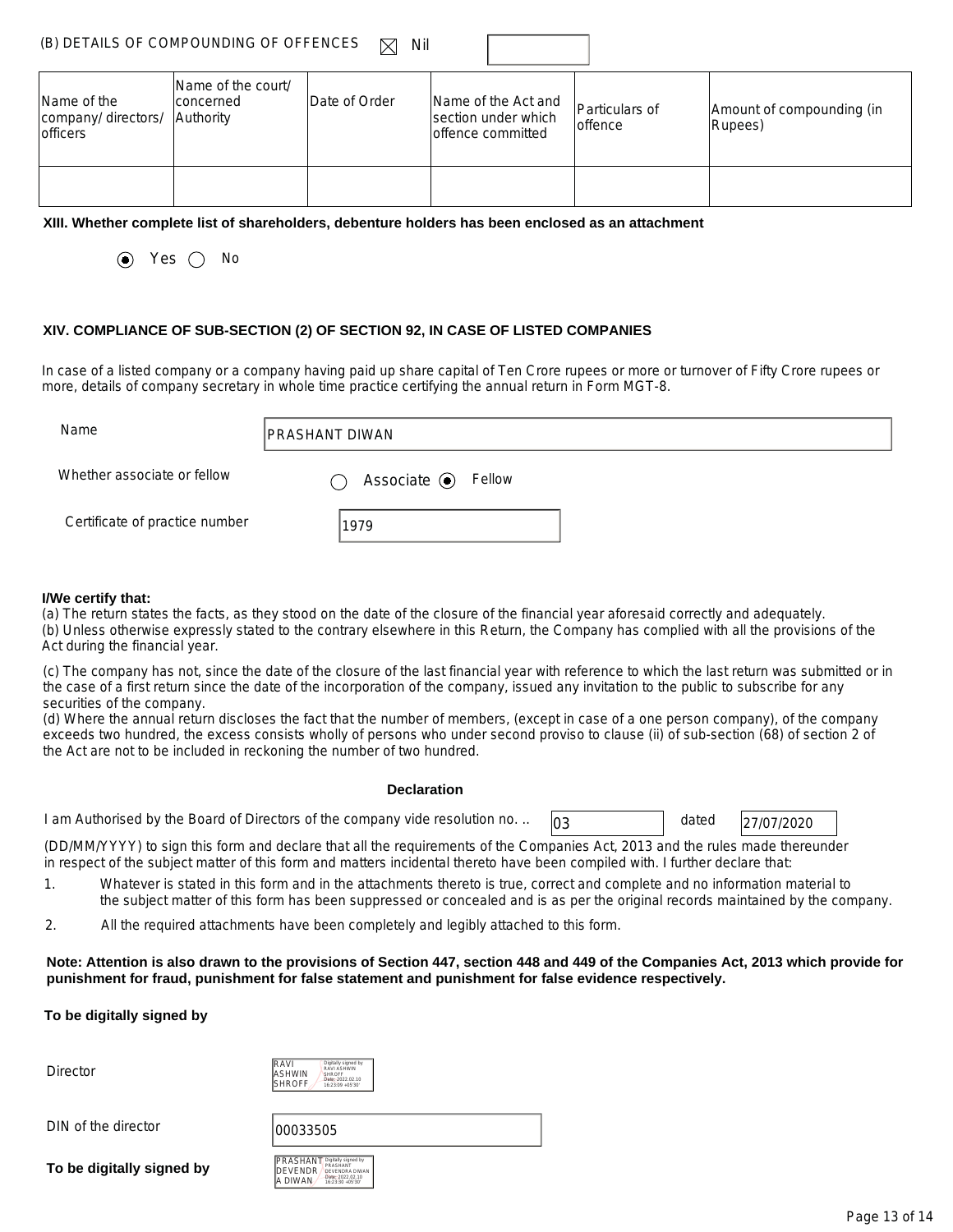(B) DETAILS OF COMPOUNDING OF OFFENCES ☒ Nil

| Name of the company/ directors/ officers | Name of the court/ concerned Authority | Date of Order | Name of the Act and section under which offence committed | Particulars of offence | Amount of compounding (in Rupees) |
|---|---|---|---|---|---|
| | | | | | |

**XIII. Whether complete list of shareholders, debenture holders has been enclosed as an attachment**

◉ Yes ○ No

**XIV. COMPLIANCE OF SUB-SECTION (2) OF SECTION 92, IN CASE OF LISTED COMPANIES**

In case of a listed company or a company having paid up share capital of Ten Crore rupees or more or turnover of Fifty Crore rupees or more, details of company secretary in whole time practice certifying the annual return in Form MGT-8.

Name: PRASHANT DIWAN

Whether associate or fellow: ○ Associate ◉ Fellow

Certificate of practice number: 1979

**I/We certify that:**

(a) The return states the facts, as they stood on the date of the closure of the financial year aforesaid correctly and adequately.

(b) Unless otherwise expressly stated to the contrary elsewhere in this Return, the Company has complied with all the provisions of the Act during the financial year.

(c) The company has not, since the date of the closure of the last financial year with reference to which the last return was submitted or in the case of a first return since the date of the incorporation of the company, issued any invitation to the public to subscribe for any securities of the company.

(d) Where the annual return discloses the fact that the number of members, (except in case of a one person company), of the company exceeds two hundred, the excess consists wholly of persons who under second proviso to clause (ii) of sub-section (68) of section 2 of the Act are not to be included in reckoning the number of two hundred.

**Declaration**

I am Authorised by the Board of Directors of the company vide resolution no. .. 03 dated 27/07/2020 (DD/MM/YYYY) to sign this form and declare that all the requirements of the Companies Act, 2013 and the rules made thereunder in respect of the subject matter of this form and matters incidental thereto have been compiled with. I further declare that:

1. Whatever is stated in this form and in the attachments thereto is true, correct and complete and no information material to the subject matter of this form has been suppressed or concealed and is as per the original records maintained by the company.
2. All the required attachments have been completely and legibly attached to this form.

**Note: Attention is also drawn to the provisions of Section 447, section 448 and 449 of the Companies Act, 2013 which provide for punishment for fraud, punishment for false statement and punishment for false evidence respectively.**

**To be digitally signed by**

Director: RAVI ASHWIN SHROFF (Digitally signed by RAVI ASHWIN SHROFF, Date: 2022.02.10 16:23:09 +05'30')

DIN of the director: 00033505

**To be digitally signed by** PRASHANT DEVENDRA DIWAN (Digitally signed by PRASHANT DEVENDRA DIWAN, Date: 2022.02.10 16:23:30 +05'30')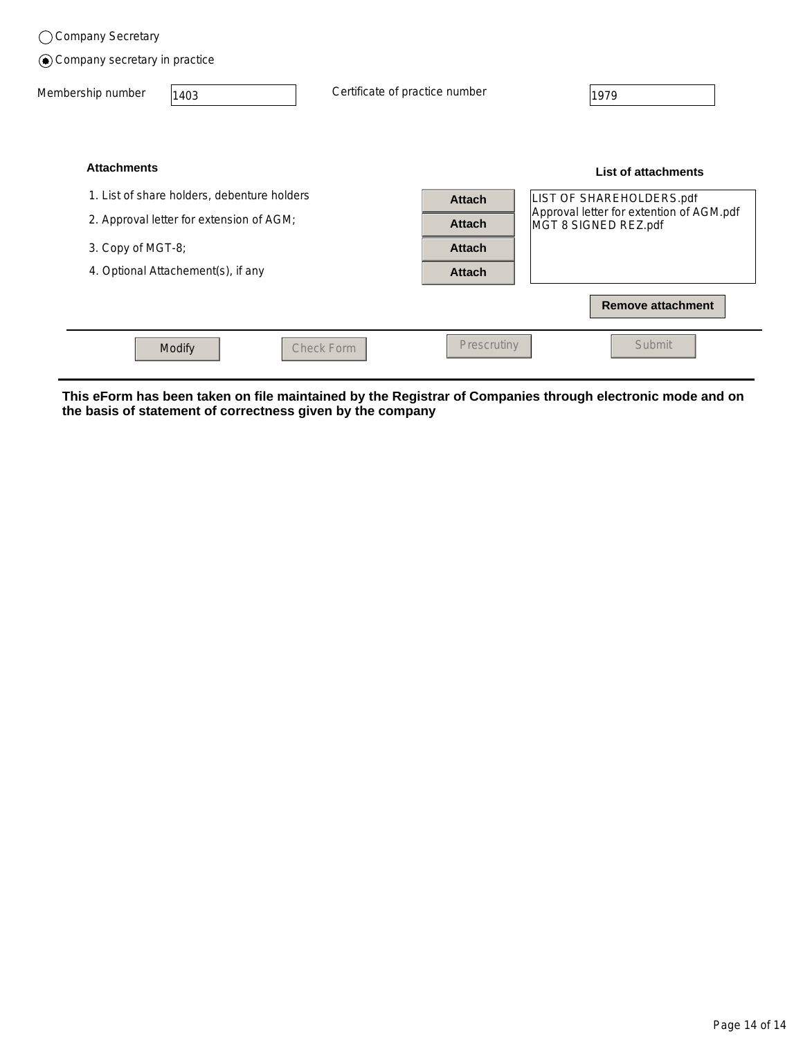◯ Company Secretary

◉ Company secretary in practice

Membership number 1403 Certificate of practice number 1979

**Attachments**

1. List of share holders, debenture holders
2. Approval letter for extension of AGM;
3. Copy of MGT-8;
4. Optional Attachement(s), if any

**List of attachments**

LIST OF SHAREHOLDERS.pdf
Approval letter for extention of AGM.pdf
MGT 8 SIGNED REZ.pdf

**This eForm has been taken on file maintained by the Registrar of Companies through electronic mode and on the basis of statement of correctness given by the company**